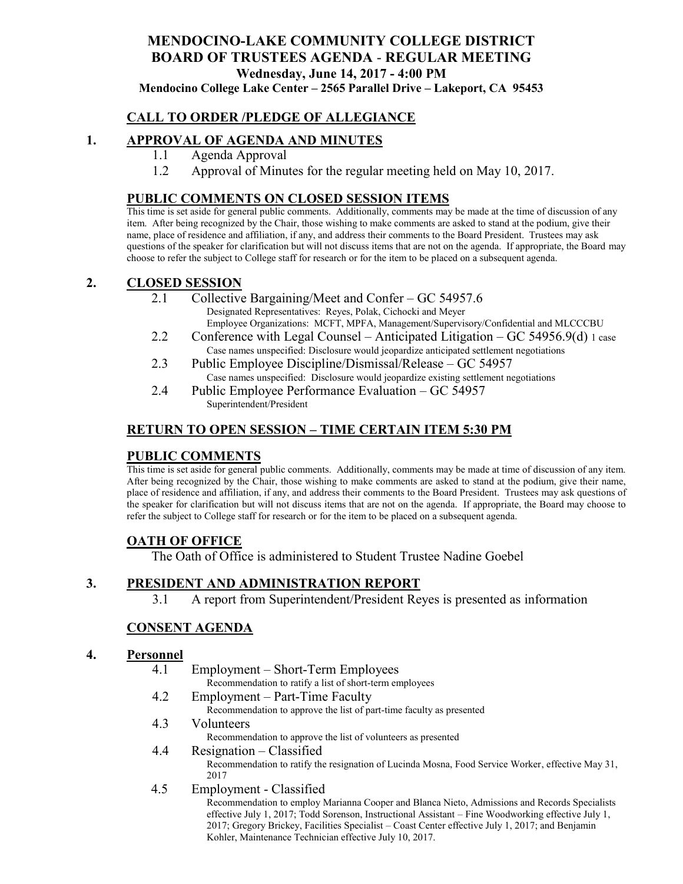# MENDOCINO-LAKE COMMUNITY COLLEGE DISTRICT
# BOARD OF TRUSTEES AGENDA - REGULAR MEETING

**Wednesday, June 14, 2017 - 4:00 PM**

**Mendocino College Lake Center – 2565 Parallel Drive – Lakeport, CA 95453**

## CALL TO ORDER /PLEDGE OF ALLEGIANCE

## 1. APPROVAL OF AGENDA AND MINUTES

1.1 Agenda Approval

1.2 Approval of Minutes for the regular meeting held on May 10, 2017.

## PUBLIC COMMENTS ON CLOSED SESSION ITEMS

This time is set aside for general public comments. Additionally, comments may be made at the time of discussion of any item. After being recognized by the Chair, those wishing to make comments are asked to stand at the podium, give their name, place of residence and affiliation, if any, and address their comments to the Board President. Trustees may ask questions of the speaker for clarification but will not discuss items that are not on the agenda. If appropriate, the Board may choose to refer the subject to College staff for research or for the item to be placed on a subsequent agenda.

## 2. CLOSED SESSION

2.1 Collective Bargaining/Meet and Confer – GC 54957.6
Designated Representatives: Reyes, Polak, Cichocki and Meyer
Employee Organizations: MCFT, MPFA, Management/Supervisory/Confidential and MLCCCBU

2.2 Conference with Legal Counsel – Anticipated Litigation – GC 54956.9(d) 1 case
Case names unspecified: Disclosure would jeopardize anticipated settlement negotiations

2.3 Public Employee Discipline/Dismissal/Release – GC 54957
Case names unspecified: Disclosure would jeopardize existing settlement negotiations

2.4 Public Employee Performance Evaluation – GC 54957
Superintendent/President

## RETURN TO OPEN SESSION – TIME CERTAIN ITEM 5:30 PM

## PUBLIC COMMENTS

This time is set aside for general public comments. Additionally, comments may be made at time of discussion of any item. After being recognized by the Chair, those wishing to make comments are asked to stand at the podium, give their name, place of residence and affiliation, if any, and address their comments to the Board President. Trustees may ask questions of the speaker for clarification but will not discuss items that are not on the agenda. If appropriate, the Board may choose to refer the subject to College staff for research or for the item to be placed on a subsequent agenda.

## OATH OF OFFICE

The Oath of Office is administered to Student Trustee Nadine Goebel

## 3. PRESIDENT AND ADMINISTRATION REPORT

3.1 A report from Superintendent/President Reyes is presented as information

## CONSENT AGENDA

## 4. Personnel

4.1 Employment – Short-Term Employees
Recommendation to ratify a list of short-term employees

4.2 Employment – Part-Time Faculty
Recommendation to approve the list of part-time faculty as presented

4.3 Volunteers
Recommendation to approve the list of volunteers as presented

4.4 Resignation – Classified
Recommendation to ratify the resignation of Lucinda Mosna, Food Service Worker, effective May 31, 2017

4.5 Employment - Classified
Recommendation to employ Marianna Cooper and Blanca Nieto, Admissions and Records Specialists effective July 1, 2017; Todd Sorenson, Instructional Assistant – Fine Woodworking effective July 1, 2017; Gregory Brickey, Facilities Specialist – Coast Center effective July 1, 2017; and Benjamin Kohler, Maintenance Technician effective July 10, 2017.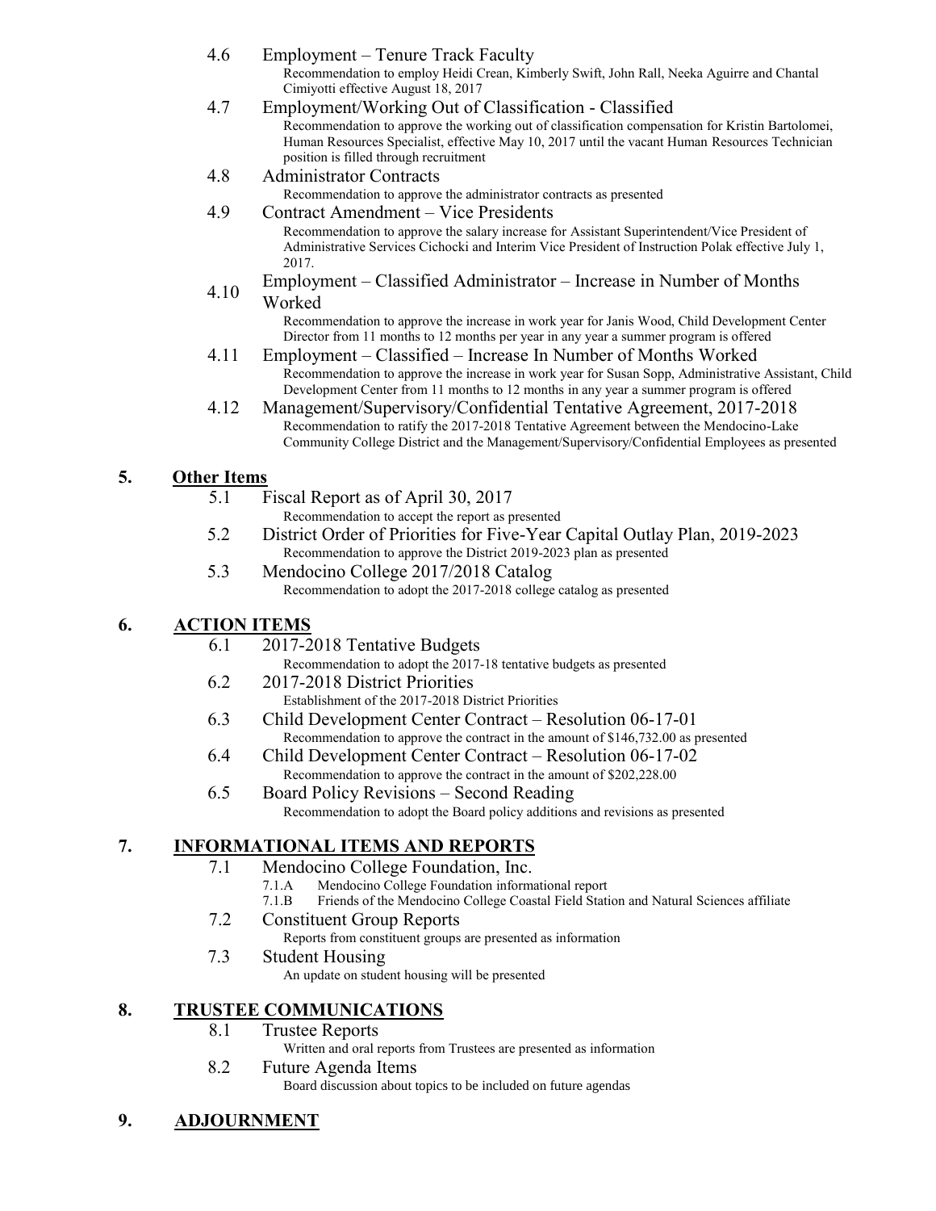4.6 Employment – Tenure Track Faculty
   Recommendation to employ Heidi Crean, Kimberly Swift, John Rall, Neeka Aguirre and Chantal Cimiyotti effective August 18, 2017

4.7 Employment/Working Out of Classification - Classified
   Recommendation to approve the working out of classification compensation for Kristin Bartolomei, Human Resources Specialist, effective May 10, 2017 until the vacant Human Resources Technician position is filled through recruitment

4.8 Administrator Contracts
   Recommendation to approve the administrator contracts as presented

4.9 Contract Amendment – Vice Presidents
   Recommendation to approve the salary increase for Assistant Superintendent/Vice President of Administrative Services Cichocki and Interim Vice President of Instruction Polak effective July 1, 2017.

4.10 Employment – Classified Administrator – Increase in Number of Months Worked
   Recommendation to approve the increase in work year for Janis Wood, Child Development Center Director from 11 months to 12 months per year in any year a summer program is offered

4.11 Employment – Classified – Increase In Number of Months Worked
   Recommendation to approve the increase in work year for Susan Sopp, Administrative Assistant, Child Development Center from 11 months to 12 months in any year a summer program is offered

4.12 Management/Supervisory/Confidential Tentative Agreement, 2017-2018
   Recommendation to ratify the 2017-2018 Tentative Agreement between the Mendocino-Lake Community College District and the Management/Supervisory/Confidential Employees as presented

## 5. Other Items

5.1 Fiscal Report as of April 30, 2017
   Recommendation to accept the report as presented

5.2 District Order of Priorities for Five-Year Capital Outlay Plan, 2019-2023
   Recommendation to approve the District 2019-2023 plan as presented

5.3 Mendocino College 2017/2018 Catalog
   Recommendation to adopt the 2017-2018 college catalog as presented

## 6. ACTION ITEMS

6.1 2017-2018 Tentative Budgets
   Recommendation to adopt the 2017-18 tentative budgets as presented

6.2 2017-2018 District Priorities
   Establishment of the 2017-2018 District Priorities

6.3 Child Development Center Contract – Resolution 06-17-01
   Recommendation to approve the contract in the amount of $146,732.00 as presented

6.4 Child Development Center Contract – Resolution 06-17-02
   Recommendation to approve the contract in the amount of $202,228.00

6.5 Board Policy Revisions – Second Reading
   Recommendation to adopt the Board policy additions and revisions as presented

## 7. INFORMATIONAL ITEMS AND REPORTS

7.1 Mendocino College Foundation, Inc.
   7.1.A Mendocino College Foundation informational report
   7.1.B Friends of the Mendocino College Coastal Field Station and Natural Sciences affiliate

7.2 Constituent Group Reports
   Reports from constituent groups are presented as information

7.3 Student Housing
   An update on student housing will be presented

## 8. TRUSTEE COMMUNICATIONS

8.1 Trustee Reports
   Written and oral reports from Trustees are presented as information

8.2 Future Agenda Items
   Board discussion about topics to be included on future agendas

## 9. ADJOURNMENT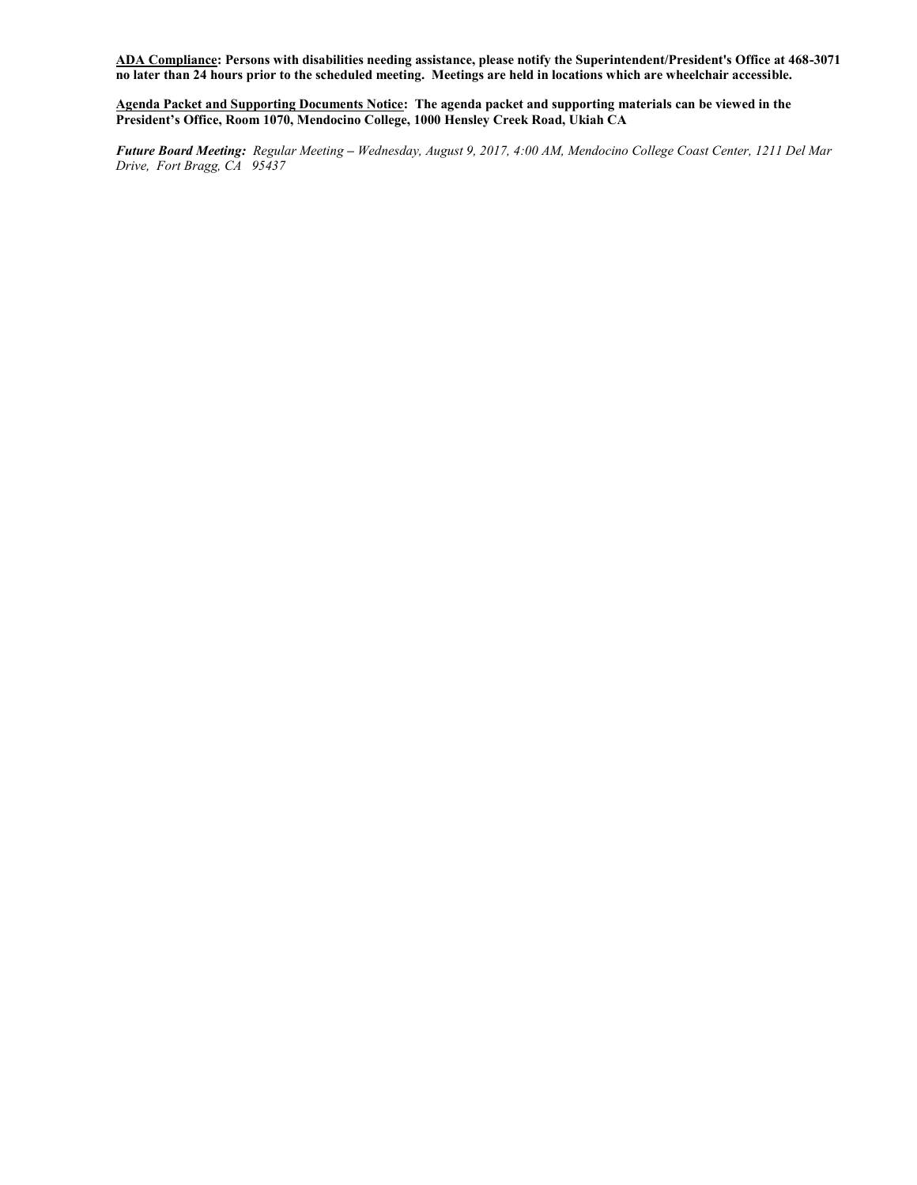**<u>ADA Compliance</u>: Persons with disabilities needing assistance, please notify the Superintendent/President's Office at 468-3071 no later than 24 hours prior to the scheduled meeting. Meetings are held in locations which are wheelchair accessible.**

**<u>Agenda Packet and Supporting Documents Notice</u>: The agenda packet and supporting materials can be viewed in the President's Office, Room 1070, Mendocino College, 1000 Hensley Creek Road, Ukiah CA**

***Future Board Meeting:*** *Regular Meeting – Wednesday, August 9, 2017, 4:00 AM, Mendocino College Coast Center, 1211 Del Mar Drive, Fort Bragg, CA 95437*